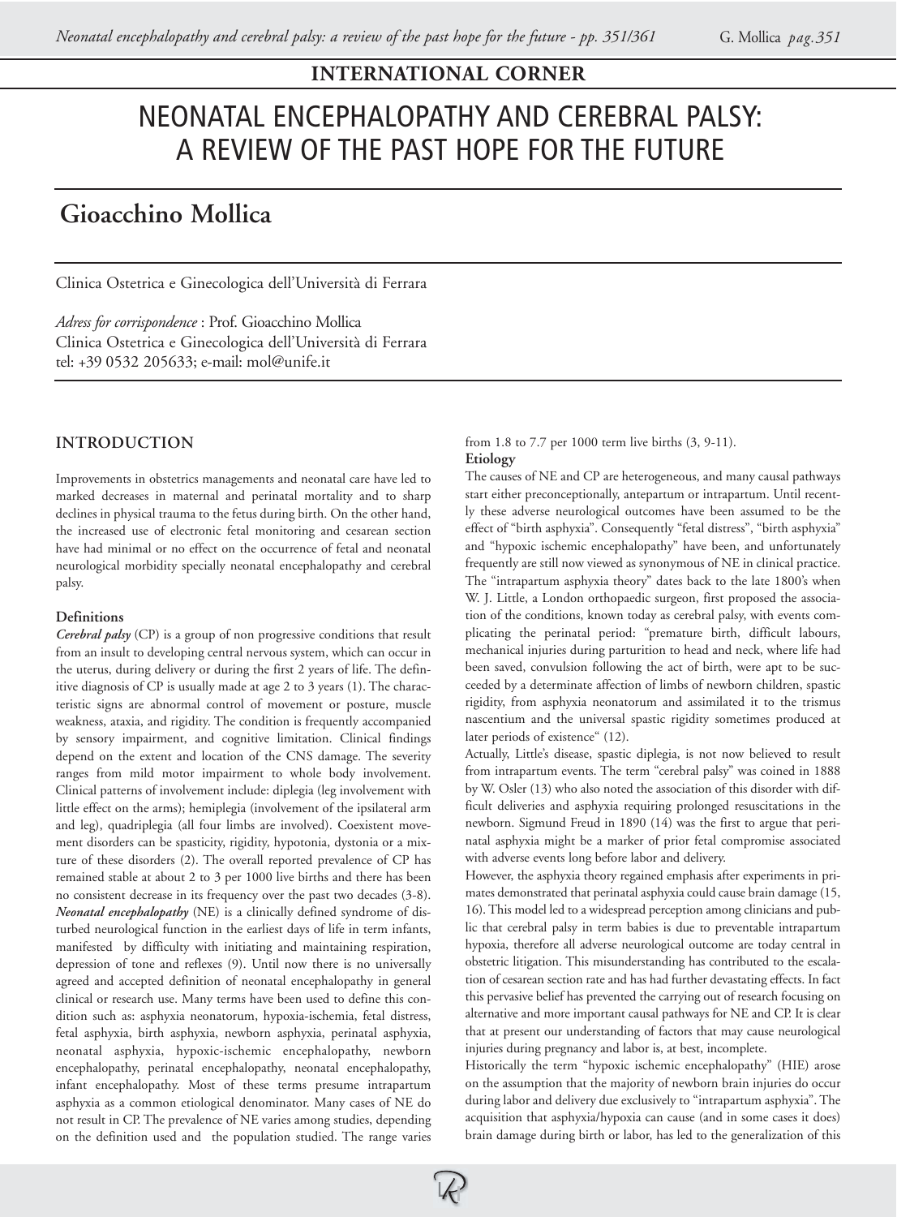## INTERNATIONAL CORNER

# NEONATAL ENCEPHALOPATHY AND CEREBRAL PALSY: A REVIEW OF THE PAST HOPE FOR THE FUTURE

## Gioacchino Mollica

Clinica Ostetrica e Ginecologica dell'Università di Ferrara

*Adress for corrispondence* : Prof. Gioacchino Mollica
Clinica Ostetrica e Ginecologica dell'Università di Ferrara
tel: +39 0532 205633; e-mail: mol@unife.it

## INTRODUCTION

Improvements in obstetrics managements and neonatal care have led to marked decreases in maternal and perinatal mortality and to sharp declines in physical trauma to the fetus during birth. On the other hand, the increased use of electronic fetal monitoring and cesarean section have had minimal or no effect on the occurrence of fetal and neonatal neurological morbidity specially neonatal encephalopathy and cerebral palsy.

### Definitions

***Cerebral palsy*** (CP) is a group of non progressive conditions that result from an insult to developing central nervous system, which can occur in the uterus, during delivery or during the first 2 years of life. The definitive diagnosis of CP is usually made at age 2 to 3 years (1). The characteristic signs are abnormal control of movement or posture, muscle weakness, ataxia, and rigidity. The condition is frequently accompanied by sensory impairment, and cognitive limitation. Clinical findings depend on the extent and location of the CNS damage. The severity ranges from mild motor impairment to whole body involvement. Clinical patterns of involvement include: diplegia (leg involvement with little effect on the arms); hemiplegia (involvement of the ipsilateral arm and leg), quadriplegia (all four limbs are involved). Coexistent movement disorders can be spasticity, rigidity, hypotonia, dystonia or a mixture of these disorders (2). The overall reported prevalence of CP has remained stable at about 2 to 3 per 1000 live births and there has been no consistent decrease in its frequency over the past two decades (3-8).

***Neonatal encephalopathy*** (NE) is a clinically defined syndrome of disturbed neurological function in the earliest days of life in term infants, manifested by difficulty with initiating and maintaining respiration, depression of tone and reflexes (9). Until now there is no universally agreed and accepted definition of neonatal encephalopathy in general clinical or research use. Many terms have been used to define this condition such as: asphyxia neonatorum, hypoxia-ischemia, fetal distress, fetal asphyxia, birth asphyxia, newborn asphyxia, perinatal asphyxia, neonatal asphyxia, hypoxic-ischemic encephalopathy, newborn encephalopathy, perinatal encephalopathy, neonatal encephalopathy, infant encephalopathy. Most of these terms presume intrapartum asphyxia as a common etiological denominator. Many cases of NE do not result in CP. The prevalence of NE varies among studies, depending on the definition used and the population studied. The range varies from 1.8 to 7.7 per 1000 term live births (3, 9-11).

### Etiology

The causes of NE and CP are heterogeneous, and many causal pathways start either preconceptionally, antepartum or intrapartum. Until recently these adverse neurological outcomes have been assumed to be the effect of "birth asphyxia". Consequently "fetal distress", "birth asphyxia" and "hypoxic ischemic encephalopathy" have been, and unfortunately frequently are still now viewed as synonymous of NE in clinical practice.

The "intrapartum asphyxia theory" dates back to the late 1800's when W. J. Little, a London orthopaedic surgeon, first proposed the association of the conditions, known today as cerebral palsy, with events complicating the perinatal period: "premature birth, difficult labours, mechanical injuries during parturition to head and neck, where life had been saved, convulsion following the act of birth, were apt to be succeeded by a determinate affection of limbs of newborn children, spastic rigidity, from asphyxia neonatorum and assimilated it to the trismus nascentium and the universal spastic rigidity sometimes produced at later periods of existence" (12).

Actually, Little's disease, spastic diplegia, is not now believed to result from intrapartum events. The term "cerebral palsy" was coined in 1888 by W. Osler (13) who also noted the association of this disorder with difficult deliveries and asphyxia requiring prolonged resuscitations in the newborn. Sigmund Freud in 1890 (14) was the first to argue that perinatal asphyxia might be a marker of prior fetal compromise associated with adverse events long before labor and delivery.

However, the asphyxia theory regained emphasis after experiments in primates demonstrated that perinatal asphyxia could cause brain damage (15, 16). This model led to a widespread perception among clinicians and public that cerebral palsy in term babies is due to preventable intrapartum hypoxia, therefore all adverse neurological outcome are today central in obstetric litigation. This misunderstanding has contributed to the escalation of cesarean section rate and has had further devastating effects. In fact this pervasive belief has prevented the carrying out of research focusing on alternative and more important causal pathways for NE and CP. It is clear that at present our understanding of factors that may cause neurological injuries during pregnancy and labor is, at best, incomplete.

Historically the term "hypoxic ischemic encephalopathy" (HIE) arose on the assumption that the majority of newborn brain injuries do occur during labor and delivery due exclusively to "intrapartum asphyxia". The acquisition that asphyxia/hypoxia can cause (and in some cases it does) brain damage during birth or labor, has led to the generalization of this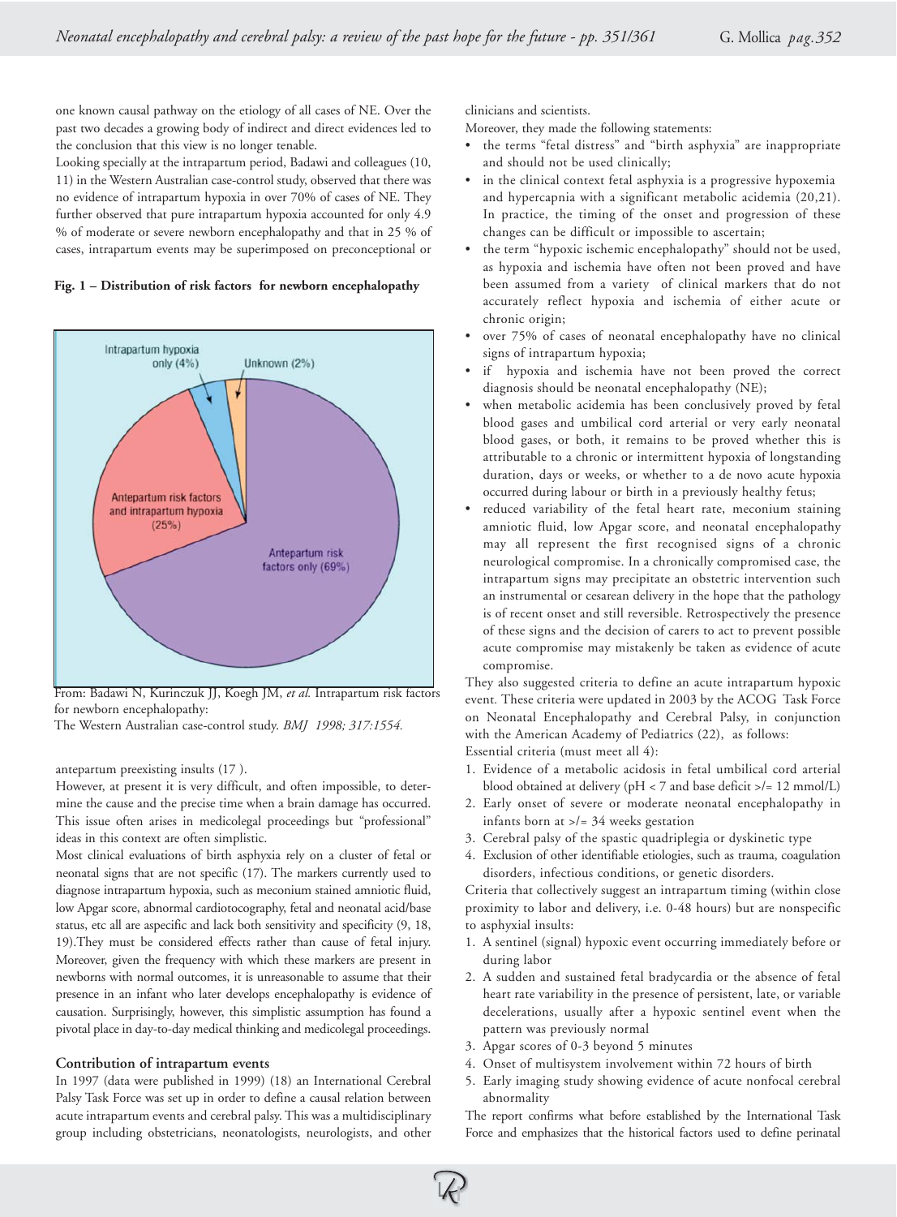one known causal pathway on the etiology of all cases of NE. Over the past two decades a growing body of indirect and direct evidences led to the conclusion that this view is no longer tenable.

Looking specially at the intrapartum period, Badawi and colleagues (10, 11) in the Western Australian case-control study, observed that there was no evidence of intrapartum hypoxia in over 70% of cases of NE. They further observed that pure intrapartum hypoxia accounted for only 4.9 % of moderate or severe newborn encephalopathy and that in 25 % of cases, intrapartum events may be superimposed on preconceptional or antepartum preexisting insults (17 ).

**Fig. 1 – Distribution of risk factors for newborn encephalopathy**

Intrapartum hypoxia only (4%)
Unknown (2%)
Antepartum risk factors and intrapartum hypoxia (25%)
Antepartum risk factors only (69%)

From: Badawi N, Kurinczuk JJ, Koegh JM, *et al.* Intrapartum risk factors for newborn encephalopathy: The Western Australian case-control study. *BMJ 1998; 317:1554.*

However, at present it is very difficult, and often impossible, to determine the cause and the precise time when a brain damage has occurred. This issue often arises in medicolegal proceedings but "professional" ideas in this context are often simplistic.

Most clinical evaluations of birth asphyxia rely on a cluster of fetal or neonatal signs that are not specific (17). The markers currently used to diagnose intrapartum hypoxia, such as meconium stained amniotic fluid, low Apgar score, abnormal cardiotocography, fetal and neonatal acid/base status, etc all are aspecific and lack both sensitivity and specificity (9, 18, 19).They must be considered effects rather than cause of fetal injury. Moreover, given the frequency with which these markers are present in newborns with normal outcomes, it is unreasonable to assume that their presence in an infant who later develops encephalopathy is evidence of causation. Surprisingly, however, this simplistic assumption has found a pivotal place in day-to-day medical thinking and medicolegal proceedings.

## Contribution of intrapartum events

In 1997 (data were published in 1999) (18) an International Cerebral Palsy Task Force was set up in order to define a causal relation between acute intrapartum events and cerebral palsy. This was a multidisciplinary group including obstetricians, neonatologists, neurologists, and other clinicians and scientists.

Moreover, they made the following statements:

- the terms "fetal distress" and "birth asphyxia" are inappropriate and should not be used clinically;
- in the clinical context fetal asphyxia is a progressive hypoxemia and hypercapnia with a significant metabolic acidemia (20,21). In practice, the timing of the onset and progression of these changes can be difficult or impossible to ascertain;
- the term "hypoxic ischemic encephalopathy" should not be used, as hypoxia and ischemia have often not been proved and have been assumed from a variety of clinical markers that do not accurately reflect hypoxia and ischemia of either acute or chronic origin;
- over 75% of cases of neonatal encephalopathy have no clinical signs of intrapartum hypoxia;
- if hypoxia and ischemia have not been proved the correct diagnosis should be neonatal encephalopathy (NE);
- when metabolic acidemia has been conclusively proved by fetal blood gases and umbilical cord arterial or very early neonatal blood gases, or both, it remains to be proved whether this is attributable to a chronic or intermittent hypoxia of longstanding duration, days or weeks, or whether to a de novo acute hypoxia occurred during labour or birth in a previously healthy fetus;
- reduced variability of the fetal heart rate, meconium staining amniotic fluid, low Apgar score, and neonatal encephalopathy may all represent the first recognised signs of a chronic neurological compromise. In a chronically compromised case, the intrapartum signs may precipitate an obstetric intervention such an instrumental or cesarean delivery in the hope that the pathology is of recent onset and still reversible. Retrospectively the presence of these signs and the decision of carers to act to prevent possible acute compromise may mistakenly be taken as evidence of acute compromise.

They also suggested criteria to define an acute intrapartum hypoxic event. These criteria were updated in 2003 by the ACOG Task Force on Neonatal Encephalopathy and Cerebral Palsy, in conjunction with the American Academy of Pediatrics (22), as follows:

Essential criteria (must meet all 4):

1. Evidence of a metabolic acidosis in fetal umbilical cord arterial blood obtained at delivery (pH < 7 and base deficit >/= 12 mmol/L)
2. Early onset of severe or moderate neonatal encephalopathy in infants born at >/= 34 weeks gestation
3. Cerebral palsy of the spastic quadriplegia or dyskinetic type
4. Exclusion of other identifiable etiologies, such as trauma, coagulation disorders, infectious conditions, or genetic disorders.

Criteria that collectively suggest an intrapartum timing (within close proximity to labor and delivery, i.e. 0-48 hours) but are nonspecific to asphyxial insults:

1. A sentinel (signal) hypoxic event occurring immediately before or during labor
2. A sudden and sustained fetal bradycardia or the absence of fetal heart rate variability in the presence of persistent, late, or variable decelerations, usually after a hypoxic sentinel event when the pattern was previously normal
3. Apgar scores of 0-3 beyond 5 minutes
4. Onset of multisystem involvement within 72 hours of birth
5. Early imaging study showing evidence of acute nonfocal cerebral abnormality

The report confirms what before established by the International Task Force and emphasizes that the historical factors used to define perinatal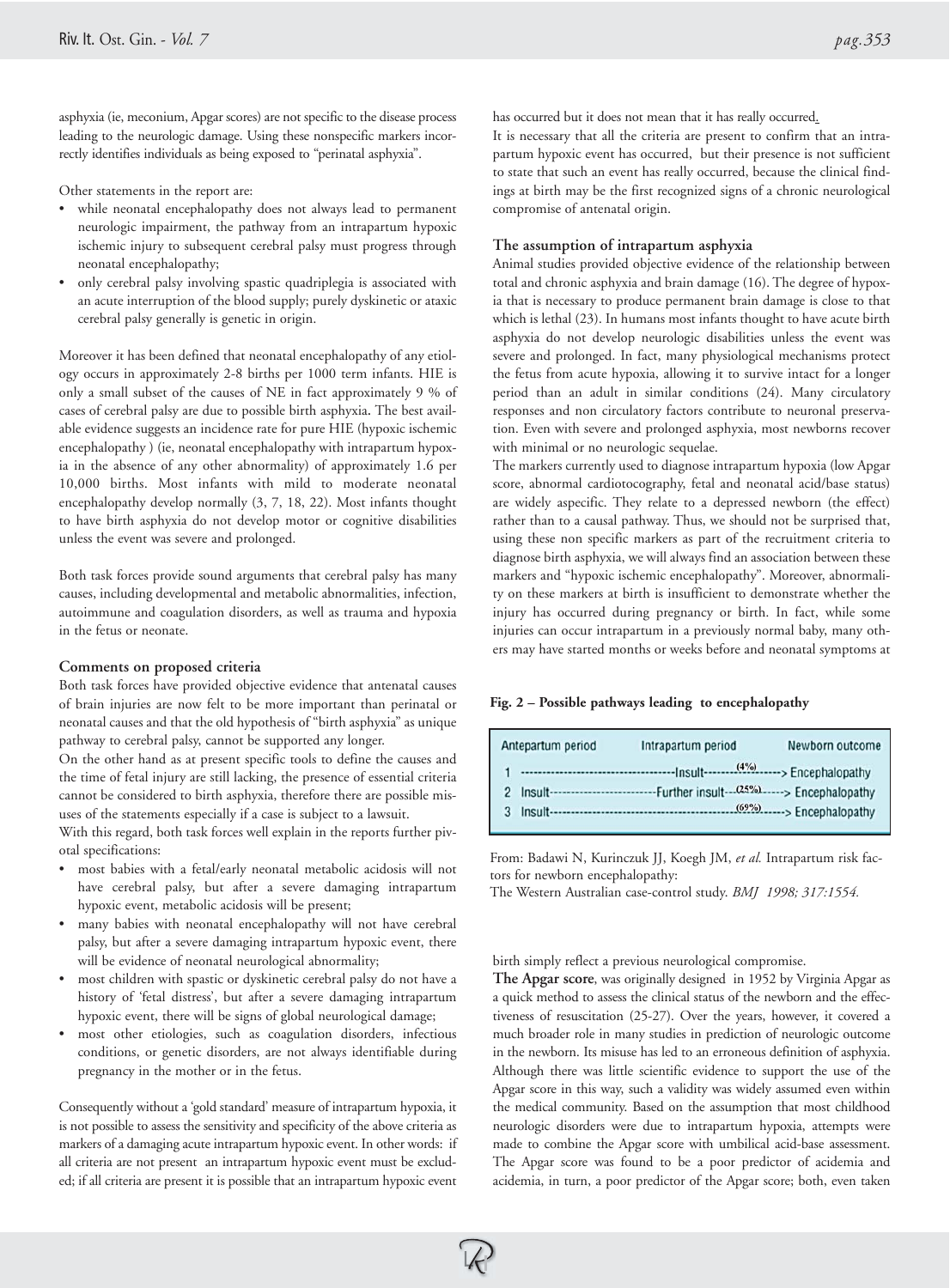asphyxia (ie, meconium, Apgar scores) are not specific to the disease process leading to the neurologic damage. Using these nonspecific markers incorrectly identifies individuals as being exposed to "perinatal asphyxia".

Other statements in the report are:

- while neonatal encephalopathy does not always lead to permanent neurologic impairment, the pathway from an intrapartum hypoxic ischemic injury to subsequent cerebral palsy must progress through neonatal encephalopathy;
- only cerebral palsy involving spastic quadriplegia is associated with an acute interruption of the blood supply; purely dyskinetic or ataxic cerebral palsy generally is genetic in origin.

Moreover it has been defined that neonatal encephalopathy of any etiology occurs in approximately 2-8 births per 1000 term infants. HIE is only a small subset of the causes of NE in fact approximately 9 % of cases of cerebral palsy are due to possible birth asphyxia. The best available evidence suggests an incidence rate for pure HIE (hypoxic ischemic encephalopathy ) (ie, neonatal encephalopathy with intrapartum hypoxia in the absence of any other abnormality) of approximately 1.6 per 10,000 births. Most infants with mild to moderate neonatal encephalopathy develop normally (3, 7, 18, 22). Most infants thought to have birth asphyxia do not develop motor or cognitive disabilities unless the event was severe and prolonged.

Both task forces provide sound arguments that cerebral palsy has many causes, including developmental and metabolic abnormalities, infection, autoimmune and coagulation disorders, as well as trauma and hypoxia in the fetus or neonate.

### Comments on proposed criteria

Both task forces have provided objective evidence that antenatal causes of brain injuries are now felt to be more important than perinatal or neonatal causes and that the old hypothesis of "birth asphyxia" as unique pathway to cerebral palsy, cannot be supported any longer.

On the other hand as at present specific tools to define the causes and the time of fetal injury are still lacking, the presence of essential criteria cannot be considered to birth asphyxia, therefore there are possible misuses of the statements especially if a case is subject to a lawsuit.

With this regard, both task forces well explain in the reports further pivotal specifications:

- most babies with a fetal/early neonatal metabolic acidosis will not have cerebral palsy, but after a severe damaging intrapartum hypoxic event, metabolic acidosis will be present;
- many babies with neonatal encephalopathy will not have cerebral palsy, but after a severe damaging intrapartum hypoxic event, there will be evidence of neonatal neurological abnormality;
- most children with spastic or dyskinetic cerebral palsy do not have a history of 'fetal distress', but after a severe damaging intrapartum hypoxic event, there will be signs of global neurological damage;
- most other etiologies, such as coagulation disorders, infectious conditions, or genetic disorders, are not always identifiable during pregnancy in the mother or in the fetus.

Consequently without a 'gold standard' measure of intrapartum hypoxia, it is not possible to assess the sensitivity and specificity of the above criteria as markers of a damaging acute intrapartum hypoxic event. In other words: if all criteria are not present an intrapartum hypoxic event must be excluded; if all criteria are present it is possible that an intrapartum hypoxic event has occurred but it does not mean that it has really occurred.

It is necessary that all the criteria are present to confirm that an intrapartum hypoxic event has occurred, but their presence is not sufficient to state that such an event has really occurred, because the clinical findings at birth may be the first recognized signs of a chronic neurological compromise of antenatal origin.

### The assumption of intrapartum asphyxia

Animal studies provided objective evidence of the relationship between total and chronic asphyxia and brain damage (16). The degree of hypoxia that is necessary to produce permanent brain damage is close to that which is lethal (23). In humans most infants thought to have acute birth asphyxia do not develop neurologic disabilities unless the event was severe and prolonged. In fact, many physiological mechanisms protect the fetus from acute hypoxia, allowing it to survive intact for a longer period than an adult in similar conditions (24). Many circulatory responses and non circulatory factors contribute to neuronal preservation. Even with severe and prolonged asphyxia, most newborns recover with minimal or no neurologic sequelae.

The markers currently used to diagnose intrapartum hypoxia (low Apgar score, abnormal cardiotocography, fetal and neonatal acid/base status) are widely aspecific. They relate to a depressed newborn (the effect) rather than to a causal pathway. Thus, we should not be surprised that, using these non specific markers as part of the recruitment criteria to diagnose birth asphyxia, we will always find an association between these markers and "hypoxic ischemic encephalopathy". Moreover, abnormality on these markers at birth is insufficient to demonstrate whether the injury has occurred during pregnancy or birth. In fact, while some injuries can occur intrapartum in a previously normal baby, many others may have started months or weeks before and neonatal symptoms at birth simply reflect a previous neurological compromise.

**Fig. 2 – Possible pathways leading to encephalopathy**

| | Antepartum period | Intrapartum period | Newborn outcome |
|---|---|---|---|
| 1 | | Insult --- (4%) ---> | Encephalopathy |
| 2 | Insult | Further insult --- (25%) ---> | Encephalopathy |
| 3 | Insult | --- (69%) ---> | Encephalopathy |

From: Badawi N, Kurinczuk JJ, Koegh JM, *et al.* Intrapartum risk factors for newborn encephalopathy:
The Western Australian case-control study. *BMJ 1998; 317:1554.*

**The Apgar score**, was originally designed in 1952 by Virginia Apgar as a quick method to assess the clinical status of the newborn and the effectiveness of resuscitation (25-27). Over the years, however, it covered a much broader role in many studies in prediction of neurologic outcome in the newborn. Its misuse has led to an erroneous definition of asphyxia. Although there was little scientific evidence to support the use of the Apgar score in this way, such a validity was widely assumed even within the medical community. Based on the assumption that most childhood neurologic disorders were due to intrapartum hypoxia, attempts were made to combine the Apgar score with umbilical acid-base assessment. The Apgar score was found to be a poor predictor of acidemia and acidemia, in turn, a poor predictor of the Apgar score; both, even taken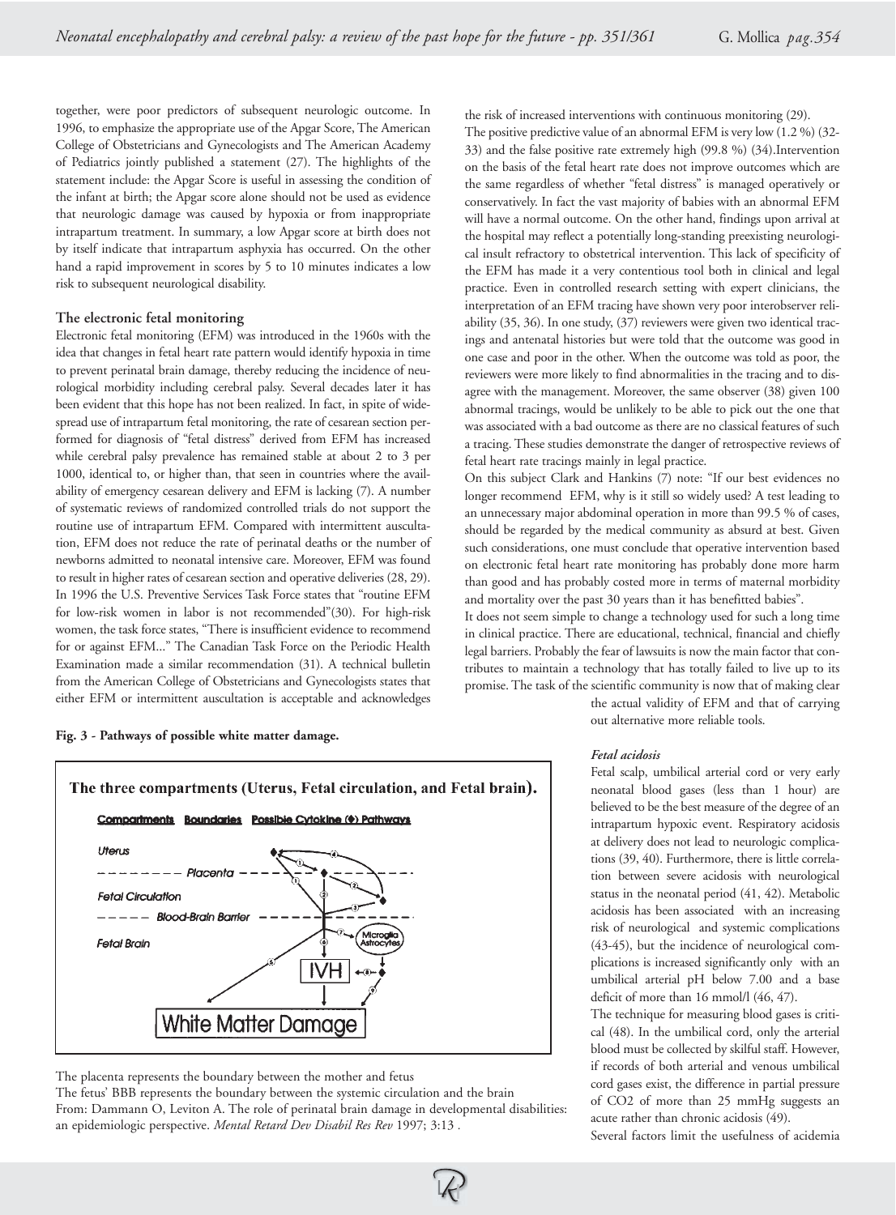together, were poor predictors of subsequent neurologic outcome. In 1996, to emphasize the appropriate use of the Apgar Score, The American College of Obstetricians and Gynecologists and The American Academy of Pediatrics jointly published a statement (27). The highlights of the statement include: the Apgar Score is useful in assessing the condition of the infant at birth; the Apgar score alone should not be used as evidence that neurologic damage was caused by hypoxia or from inappropriate intrapartum treatment. In summary, a low Apgar score at birth does not by itself indicate that intrapartum asphyxia has occurred. On the other hand a rapid improvement in scores by 5 to 10 minutes indicates a low risk to subsequent neurological disability.

### The electronic fetal monitoring

Electronic fetal monitoring (EFM) was introduced in the 1960s with the idea that changes in fetal heart rate pattern would identify hypoxia in time to prevent perinatal brain damage, thereby reducing the incidence of neurological morbidity including cerebral palsy. Several decades later it has been evident that this hope has not been realized. In fact, in spite of widespread use of intrapartum fetal monitoring, the rate of cesarean section performed for diagnosis of "fetal distress" derived from EFM has increased while cerebral palsy prevalence has remained stable at about 2 to 3 per 1000, identical to, or higher than, seen in countries where the availability of emergency cesarean delivery and EFM is lacking (7). A number of systematic reviews of randomized controlled trials do not support the routine use of intrapartum EFM. Compared with intermittent auscultation, EFM does not reduce the rate of perinatal deaths or the number of newborns admitted to neonatal intensive care. Moreover, EFM was found to result in higher rates of cesarean section and operative deliveries (28, 29). In 1996 the U.S. Preventive Services Task Force states that "routine EFM for low-risk women in labor is not recommended"(30). For high-risk women, the task force states, "There is insufficient evidence to recommend for or against EFM..." The Canadian Task Force on the Periodic Health Examination made a similar recommendation (31). A technical bulletin from the American College of Obstetricians and Gynecologists states that either EFM or intermittent auscultation is acceptable and acknowledges the risk of increased interventions with continuous monitoring (29).

The positive predictive value of an abnormal EFM is very low (1.2 %) (32-33) and the false positive rate extremely high (99.8 %) (34).Intervention on the basis of the fetal heart rate does not improve outcomes which are the same regardless of whether "fetal distress" is managed operatively or conservatively. In fact the vast majority of babies with an abnormal EFM will have a normal outcome. On the other hand, findings upon arrival at the hospital may reflect a potentially long-standing preexisting neurological insult refractory to obstetrical intervention. This lack of specificity of the EFM has made it a very contentious tool both in clinical and legal practice. Even in controlled research setting with expert clinicians, the interpretation of an EFM tracing have shown very poor interobserver reliability (35, 36). In one study, (37) reviewers were given two identical tracings and antenatal histories but were told that the outcome was good in one case and poor in the other. When the outcome was told as poor, the reviewers were more likely to find abnormalities in the tracing and to disagree with the management. Moreover, the same observer (38) given 100 abnormal tracings, would be unlikely to be able to pick out the one that was associated with a bad outcome as there are no classical features of such a tracing. These studies demonstrate the danger of retrospective reviews of fetal heart rate tracings mainly in legal practice.

On this subject Clark and Hankins (7) note: "If our best evidences no longer recommend EFM, why is it still so widely used? A test leading to an unnecessary major abdominal operation in more than 99.5 % of cases, should be regarded by the medical community as absurd at best. Given such considerations, one must conclude that operative intervention based on electronic fetal heart rate monitoring has probably done more harm than good and has probably costed more in terms of maternal morbidity and mortality over the past 30 years than it has benefitted babies".

It does not seem simple to change a technology used for such a long time in clinical practice. There are educational, technical, financial and chiefly legal barriers. Probably the fear of lawsuits is now the main factor that contributes to maintain a technology that has totally failed to live up to its promise. The task of the scientific community is now that of making clear the actual validity of EFM and that of carrying out alternative more reliable tools.

**Fig. 3 - Pathways of possible white matter damage.**

The placenta represents the boundary between the mother and fetus
The fetus' BBB represents the boundary between the systemic circulation and the brain
From: Dammann O, Leviton A. The role of perinatal brain damage in developmental disabilities: an epidemiologic perspective. *Mental Retard Dev Disabil Res Rev* 1997; 3:13 .

#### *Fetal acidosis*

Fetal scalp, umbilical arterial cord or very early neonatal blood gases (less than 1 hour) are believed to be the best measure of the degree of an intrapartum hypoxic event. Respiratory acidosis at delivery does not lead to neurologic complications (39, 40). Furthermore, there is little correlation between severe acidosis with neurological status in the neonatal period (41, 42). Metabolic acidosis has been associated with an increasing risk of neurological and systemic complications (43-45), but the incidence of neurological complications is increased significantly only with an umbilical arterial pH below 7.00 and a base deficit of more than 16 mmol/l (46, 47).

The technique for measuring blood gases is critical (48). In the umbilical cord, only the arterial blood must be collected by skilful staff. However, if records of both arterial and venous umbilical cord gases exist, the difference in partial pressure of $CO_2$ of more than 25 mmHg suggests an acute rather than chronic acidosis (49).

Several factors limit the usefulness of acidemia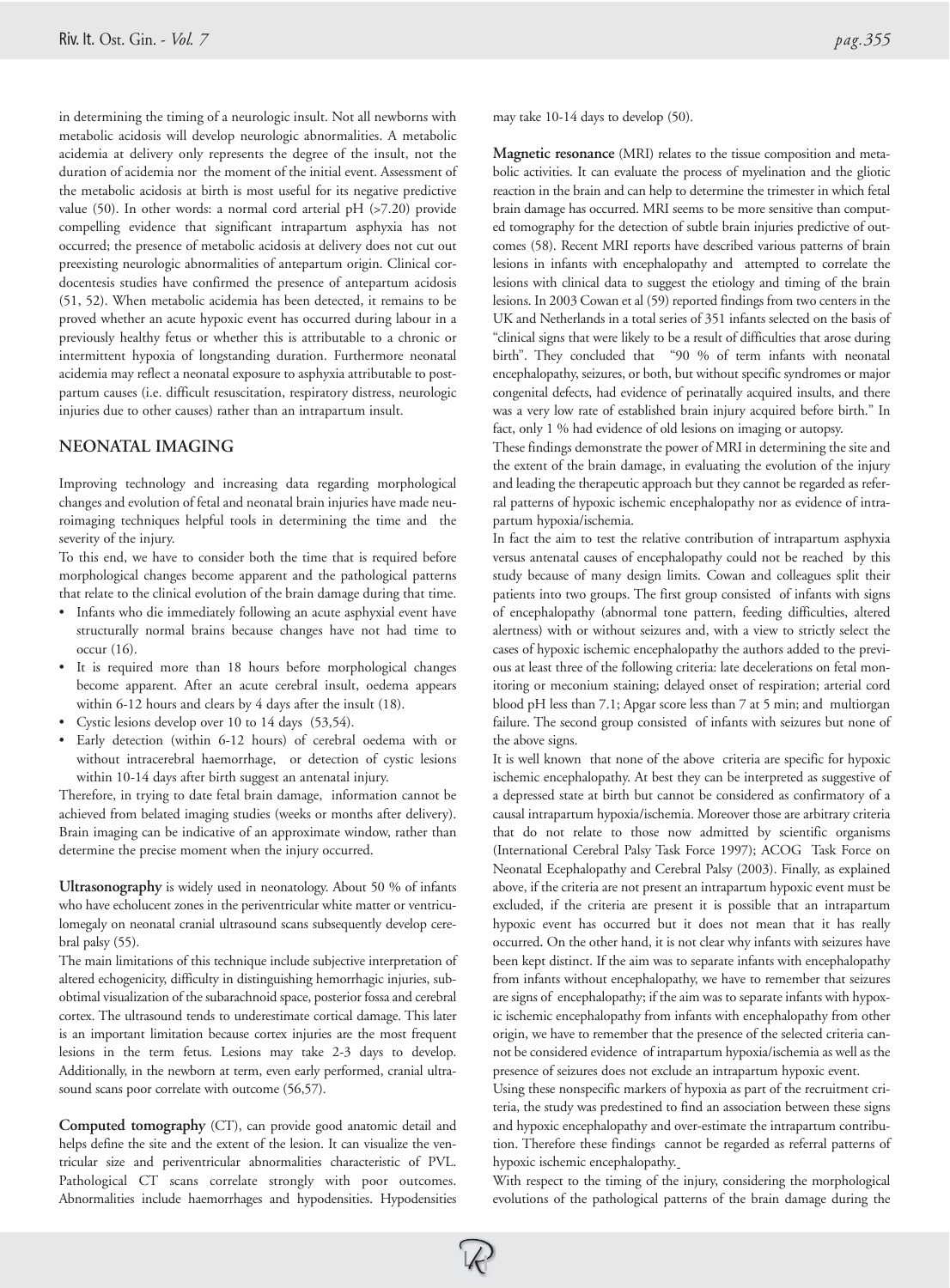in determining the timing of a neurologic insult. Not all newborns with metabolic acidosis will develop neurologic abnormalities. A metabolic acidemia at delivery only represents the degree of the insult, not the duration of acidemia nor the moment of the initial event. Assessment of the metabolic acidosis at birth is most useful for its negative predictive value (50). In other words: a normal cord arterial pH (>7.20) provide compelling evidence that significant intrapartum asphyxia has not occurred; the presence of metabolic acidosis at delivery does not cut out preexisting neurologic abnormalities of antepartum origin. Clinical cordocentesis studies have confirmed the presence of antepartum acidosis (51, 52). When metabolic acidemia has been detected, it remains to be proved whether an acute hypoxic event has occurred during labour in a previously healthy fetus or whether this is attributable to a chronic or intermittent hypoxia of longstanding duration. Furthermore neonatal acidemia may reflect a neonatal exposure to asphyxia attributable to postpartum causes (i.e. difficult resuscitation, respiratory distress, neurologic injuries due to other causes) rather than an intrapartum insult.

## NEONATAL IMAGING

Improving technology and increasing data regarding morphological changes and evolution of fetal and neonatal brain injuries have made neuroimaging techniques helpful tools in determining the time and the severity of the injury.

To this end, we have to consider both the time that is required before morphological changes become apparent and the pathological patterns that relate to the clinical evolution of the brain damage during that time.

- Infants who die immediately following an acute asphyxial event have structurally normal brains because changes have not had time to occur (16).
- It is required more than 18 hours before morphological changes become apparent. After an acute cerebral insult, oedema appears within 6-12 hours and clears by 4 days after the insult (18).
- Cystic lesions develop over 10 to 14 days (53,54).
- Early detection (within 6-12 hours) of cerebral oedema with or without intracerebral haemorrhage, or detection of cystic lesions within 10-14 days after birth suggest an antenatal injury.

Therefore, in trying to date fetal brain damage, information cannot be achieved from belated imaging studies (weeks or months after delivery). Brain imaging can be indicative of an approximate window, rather than determine the precise moment when the injury occurred.

**Ultrasonography** is widely used in neonatology. About 50 % of infants who have echolucent zones in the periventricular white matter or ventriculomegaly on neonatal cranial ultrasound scans subsequently develop cerebral palsy (55).

The main limitations of this technique include subjective interpretation of altered echogenicity, difficulty in distinguishing hemorrhagic injuries, suboptimal visualization of the subarachnoid space, posterior fossa and cerebral cortex. The ultrasound tends to underestimate cortical damage. This later is an important limitation because cortex injuries are the most frequent lesions in the term fetus. Lesions may take 2-3 days to develop. Additionally, in the newborn at term, even early performed, cranial ultrasound scans poor correlate with outcome (56,57).

**Computed tomography** (CT), can provide good anatomic detail and helps define the site and the extent of the lesion. It can visualize the ventricular size and periventricular abnormalities characteristic of PVL. Pathological CT scans correlate strongly with poor outcomes. Abnormalities include haemorrhages and hypodensities. Hypodensities may take 10-14 days to develop (50).

**Magnetic resonance** (MRI) relates to the tissue composition and metabolic activities. It can evaluate the process of myelination and the gliotic reaction in the brain and can help to determine the trimester in which fetal brain damage has occurred. MRI seems to be more sensitive than computed tomography for the detection of subtle brain injuries predictive of outcomes (58). Recent MRI reports have described various patterns of brain lesions in infants with encephalopathy and attempted to correlate the lesions with clinical data to suggest the etiology and timing of the brain lesions. In 2003 Cowan et al (59) reported findings from two centers in the UK and Netherlands in a total series of 351 infants selected on the basis of "clinical signs that were likely to be a result of difficulties that arose during birth". They concluded that "90 % of term infants with neonatal encephalopathy, seizures, or both, but without specific syndromes or major congenital defects, had evidence of perinatally acquired insults, and there was a very low rate of established brain injury acquired before birth." In fact, only 1 % had evidence of old lesions on imaging or autopsy.

These findings demonstrate the power of MRI in determining the site and the extent of the brain damage, in evaluating the evolution of the injury and leading the therapeutic approach but they cannot be regarded as referral patterns of hypoxic ischemic encephalopathy nor as evidence of intrapartum hypoxia/ischemia.

In fact the aim to test the relative contribution of intrapartum asphyxia versus antenatal causes of encephalopathy could not be reached by this study because of many design limits. Cowan and colleagues split their patients into two groups. The first group consisted of infants with signs of encephalopathy (abnormal tone pattern, feeding difficulties, altered alertness) with or without seizures and, with a view to strictly select the cases of hypoxic ischemic encephalopathy the authors added to the previous at least three of the following criteria: late decelerations on fetal monitoring or meconium staining; delayed onset of respiration; arterial cord blood pH less than 7.1; Apgar score less than 7 at 5 min; and multiorgan failure. The second group consisted of infants with seizures but none of the above signs.

It is well known that none of the above criteria are specific for hypoxic ischemic encephalopathy. At best they can be interpreted as suggestive of a depressed state at birth but cannot be considered as confirmatory of a causal intrapartum hypoxia/ischemia. Moreover those are arbitrary criteria that do not relate to those now admitted by scientific organisms (International Cerebral Palsy Task Force 1997); ACOG Task Force on Neonatal Ecephalopathy and Cerebral Palsy (2003). Finally, as explained above, if the criteria are not present an intrapartum hypoxic event must be excluded, if the criteria are present it is possible that an intrapartum hypoxic event has occurred but it does not mean that it has really occurred. On the other hand, it is not clear why infants with seizures have been kept distinct. If the aim was to separate infants with encephalopathy from infants without encephalopathy, we have to remember that seizures are signs of encephalopathy; if the aim was to separate infants with hypoxic ischemic encephalopathy from infants with encephalopathy from other origin, we have to remember that the presence of the selected criteria cannot be considered evidence of intrapartum hypoxia/ischemia as well as the presence of seizures does not exclude an intrapartum hypoxic event.

Using these nonspecific markers of hypoxia as part of the recruitment criteria, the study was predestined to find an association between these signs and hypoxic encephalopathy and over-estimate the intrapartum contribution. Therefore these findings cannot be regarded as referral patterns of hypoxic ischemic encephalopathy.

With respect to the timing of the injury, considering the morphological evolutions of the pathological patterns of the brain damage during the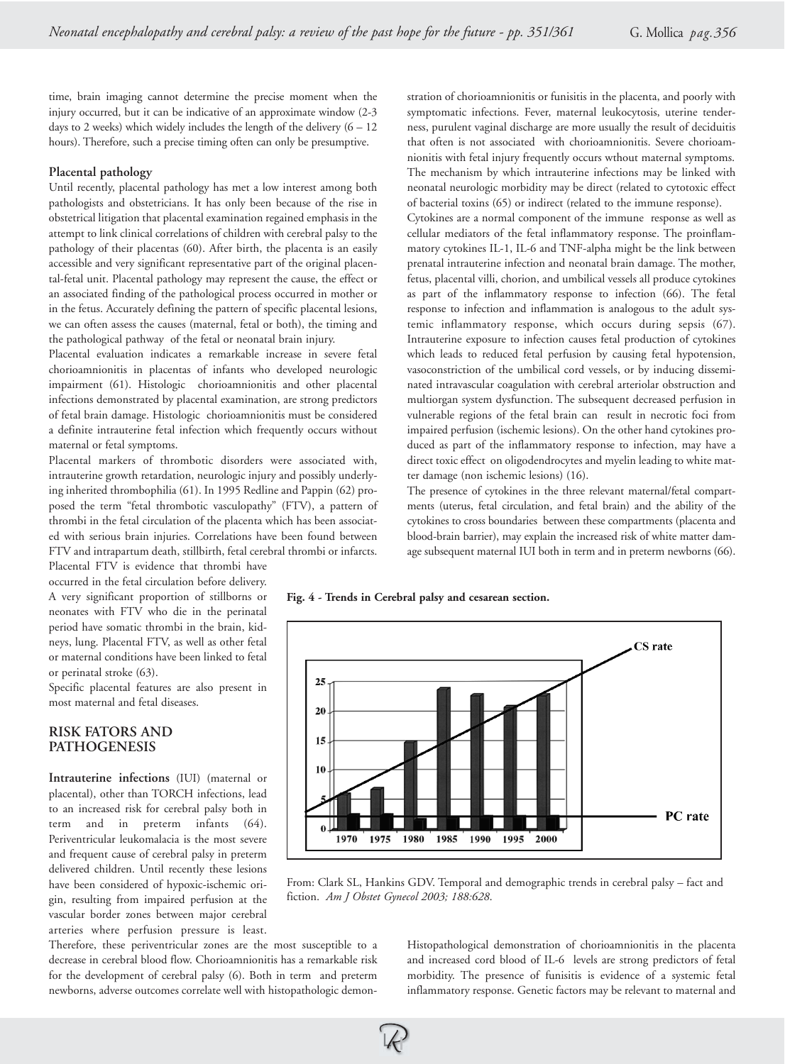time, brain imaging cannot determine the precise moment when the injury occurred, but it can be indicative of an approximate window (2-3 days to 2 weeks) which widely includes the length of the delivery (6 – 12 hours). Therefore, such a precise timing often can only be presumptive.

**Placental pathology**

Until recently, placental pathology has met a low interest among both pathologists and obstetricians. It has only been because of the rise in obstetrical litigation that placental examination regained emphasis in the attempt to link clinical correlations of children with cerebral palsy to the pathology of their placentas (60). After birth, the placenta is an easily accessible and very significant representative part of the original placental-fetal unit. Placental pathology may represent the cause, the effect or an associated finding of the pathological process occurred in mother or in the fetus. Accurately defining the pattern of specific placental lesions, we can often assess the causes (maternal, fetal or both), the timing and the pathological pathway of the fetal or neonatal brain injury.

Placental evaluation indicates a remarkable increase in severe fetal chorioamnionitis in placentas of infants who developed neurologic impairment (61). Histologic chorioamnionitis and other placental infections demonstrated by placental examination, are strong predictors of fetal brain damage. Histologic chorioamnionitis must be considered a definite intrauterine fetal infection which frequently occurs without maternal or fetal symptoms.

Placental markers of thrombotic disorders were associated with, intrauterine growth retardation, neurologic injury and possibly underlying inherited thrombophilia (61). In 1995 Redline and Pappin (62) proposed the term "fetal thrombotic vasculopathy" (FTV), a pattern of thrombi in the fetal circulation of the placenta which has been associated with serious brain injuries. Correlations have been found between FTV and intrapartum death, stillbirth, fetal cerebral thrombi or infarcts. Placental FTV is evidence that thrombi have occurred in the fetal circulation before delivery. A very significant proportion of stillborns or neonates with FTV who die in the perinatal period have somatic thrombi in the brain, kidneys, lung. Placental FTV, as well as other fetal or maternal conditions have been linked to fetal or perinatal stroke (63).

Specific placental features are also present in most maternal and fetal diseases.

## RISK FATORS AND PATHOGENESIS

**Intrauterine infections** (IUI) (maternal or placental), other than TORCH infections, lead to an increased risk for cerebral palsy both in term and in preterm infants (64). Periventricular leukomalacia is the most severe and frequent cause of cerebral palsy in preterm delivered children. Until recently these lesions have been considered of hypoxic-ischemic origin, resulting from impaired perfusion at the vascular border zones between major cerebral arteries where perfusion pressure is least. Therefore, these periventricular zones are the most susceptible to a decrease in cerebral blood flow. Chorioamnionitis has a remarkable risk for the development of cerebral palsy (6). Both in term and preterm newborns, adverse outcomes correlate well with histopathologic demonstration of chorioamnionitis or funisitis in the placenta, and poorly with symptomatic infections. Fever, maternal leukocytosis, uterine tenderness, purulent vaginal discharge are more usually the result of deciduitis that often is not associated with chorioamnionitis. Severe chorioamnionitis with fetal injury frequently occurs wthout maternal symptoms. The mechanism by which intrauterine infections may be linked with neonatal neurologic morbidity may be direct (related to cytotoxic effect of bacterial toxins (65) or indirect (related to the immune response).

Cytokines are a normal component of the immune response as well as cellular mediators of the fetal inflammatory response. The proinflammatory cytokines IL-1, IL-6 and TNF-alpha might be the link between prenatal intrauterine infection and neonatal brain damage. The mother, fetus, placental villi, chorion, and umbilical vessels all produce cytokines as part of the inflammatory response to infection (66). The fetal response to infection and inflammation is analogous to the adult systemic inflammatory response, which occurs during sepsis (67). Intrauterine exposure to infection causes fetal production of cytokines which leads to reduced fetal perfusion by causing fetal hypotension, vasoconstriction of the umbilical cord vessels, or by inducing disseminated intravascular coagulation with cerebral arteriolar obstruction and multiorgan system dysfunction. The subsequent decreased perfusion in vulnerable regions of the fetal brain can result in necrotic foci from impaired perfusion (ischemic lesions). On the other hand cytokines produced as part of the inflammatory response to infection, may have a direct toxic effect on oligodendrocytes and myelin leading to white matter damage (non ischemic lesions) (16).

The presence of cytokines in the three relevant maternal/fetal compartments (uterus, fetal circulation, and fetal brain) and the ability of the cytokines to cross boundaries between these compartments (placenta and blood-brain barrier), may explain the increased risk of white matter damage subsequent maternal IUI both in term and in preterm newborns (66).

**Fig. 4 - Trends in Cerebral palsy and cesarean section.**

From: Clark SL, Hankins GDV. Temporal and demographic trends in cerebral palsy – fact and fiction. *Am J Obstet Gynecol 2003; 188:628.*

Histopathological demonstration of chorioamnionitis in the placenta and increased cord blood of IL-6 levels are strong predictors of fetal morbidity. The presence of funisitis is evidence of a systemic fetal inflammatory response. Genetic factors may be relevant to maternal and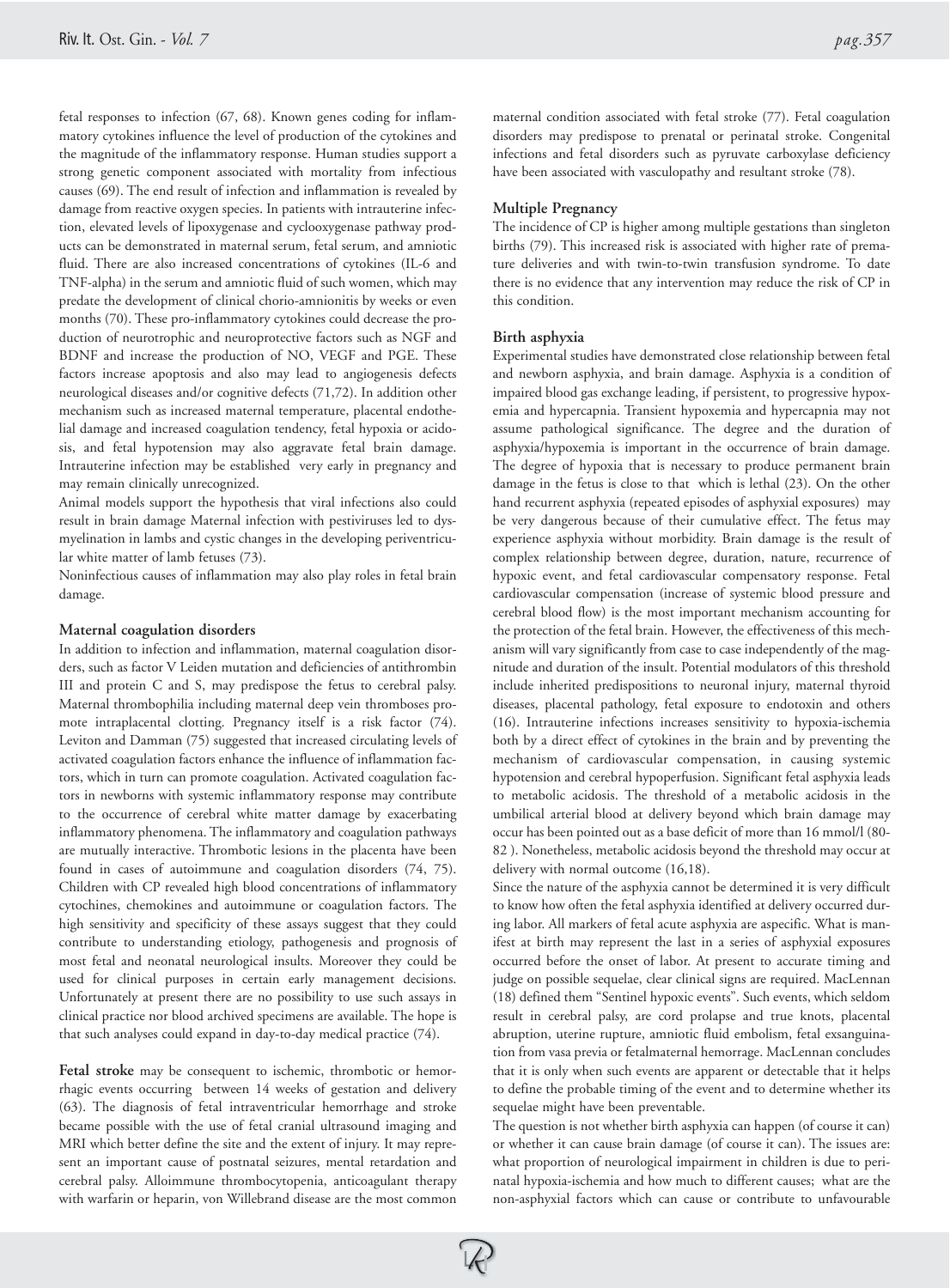fetal responses to infection (67, 68). Known genes coding for inflammatory cytokines influence the level of production of the cytokines and the magnitude of the inflammatory response. Human studies support a strong genetic component associated with mortality from infectious causes (69). The end result of infection and inflammation is revealed by damage from reactive oxygen species. In patients with intrauterine infection, elevated levels of lipoxygenase and cyclooxygenase pathway products can be demonstrated in maternal serum, fetal serum, and amniotic fluid. There are also increased concentrations of cytokines (IL-6 and TNF-alpha) in the serum and amniotic fluid of such women, which may predate the development of clinical chorio-amnionitis by weeks or even months (70). These pro-inflammatory cytokines could decrease the production of neurotrophic and neuroprotective factors such as NGF and BDNF and increase the production of NO, VEGF and PGE. These factors increase apoptosis and also may lead to angiogenesis defects neurological diseases and/or cognitive defects (71,72). In addition other mechanism such as increased maternal temperature, placental endothelial damage and increased coagulation tendency, fetal hypoxia or acidosis, and fetal hypotension may also aggravate fetal brain damage. Intrauterine infection may be established very early in pregnancy and may remain clinically unrecognized.

Animal models support the hypothesis that viral infections also could result in brain damage Maternal infection with pestiviruses led to dysmyelination in lambs and cystic changes in the developing periventricular white matter of lamb fetuses (73).

Noninfectious causes of inflammation may also play roles in fetal brain damage.

**Maternal coagulation disorders**

In addition to infection and inflammation, maternal coagulation disorders, such as factor V Leiden mutation and deficiencies of antithrombin III and protein C and S, may predispose the fetus to cerebral palsy. Maternal thrombophilia including maternal deep vein thromboses promote intraplacental clotting. Pregnancy itself is a risk factor (74). Leviton and Damman (75) suggested that increased circulating levels of activated coagulation factors enhance the influence of inflammation factors, which in turn can promote coagulation. Activated coagulation factors in newborns with systemic inflammatory response may contribute to the occurrence of cerebral white matter damage by exacerbating inflammatory phenomena. The inflammatory and coagulation pathways are mutually interactive. Thrombotic lesions in the placenta have been found in cases of autoimmune and coagulation disorders (74, 75). Children with CP revealed high blood concentrations of inflammatory cytochines, chemokines and autoimmune or coagulation factors. The high sensitivity and specificity of these assays suggest that they could contribute to understanding etiology, pathogenesis and prognosis of most fetal and neonatal neurological insults. Moreover they could be used for clinical purposes in certain early management decisions. Unfortunately at present there are no possibility to use such assays in clinical practice nor blood archived specimens are available. The hope is that such analyses could expand in day-to-day medical practice (74).

**Fetal stroke** may be consequent to ischemic, thrombotic or hemorrhagic events occurring between 14 weeks of gestation and delivery (63). The diagnosis of fetal intraventricular hemorrhage and stroke became possible with the use of fetal cranial ultrasound imaging and MRI which better define the site and the extent of injury. It may represent an important cause of postnatal seizures, mental retardation and cerebral palsy. Alloimmune thrombocytopenia, anticoagulant therapy with warfarin or heparin, von Willebrand disease are the most common maternal condition associated with fetal stroke (77). Fetal coagulation disorders may predispose to prenatal or perinatal stroke. Congenital infections and fetal disorders such as pyruvate carboxylase deficiency have been associated with vasculopathy and resultant stroke (78).

**Multiple Pregnancy**

The incidence of CP is higher among multiple gestations than singleton births (79). This increased risk is associated with higher rate of premature deliveries and with twin-to-twin transfusion syndrome. To date there is no evidence that any intervention may reduce the risk of CP in this condition.

**Birth asphyxia**

Experimental studies have demonstrated close relationship between fetal and newborn asphyxia, and brain damage. Asphyxia is a condition of impaired blood gas exchange leading, if persistent, to progressive hypoxemia and hypercapnia. Transient hypoxemia and hypercapnia may not assume pathological significance. The degree and the duration of asphyxia/hypoxemia is important in the occurrence of brain damage. The degree of hypoxia that is necessary to produce permanent brain damage in the fetus is close to that which is lethal (23). On the other hand recurrent asphyxia (repeated episodes of asphyxial exposures) may be very dangerous because of their cumulative effect. The fetus may experience asphyxia without morbidity. Brain damage is the result of complex relationship between degree, duration, nature, recurrence of hypoxic event, and fetal cardiovascular compensatory response. Fetal cardiovascular compensation (increase of systemic blood pressure and cerebral blood flow) is the most important mechanism accounting for the protection of the fetal brain. However, the effectiveness of this mechanism will vary significantly from case to case independently of the magnitude and duration of the insult. Potential modulators of this threshold include inherited predispositions to neuronal injury, maternal thyroid diseases, placental pathology, fetal exposure to endotoxin and others (16). Intrauterine infections increases sensitivity to hypoxia-ischemia both by a direct effect of cytokines in the brain and by preventing the mechanism of cardiovascular compensation, in causing systemic hypotension and cerebral hypoperfusion. Significant fetal asphyxia leads to metabolic acidosis. The threshold of a metabolic acidosis in the umbilical arterial blood at delivery beyond which brain damage may occur has been pointed out as a base deficit of more than 16 mmol/l (80-82 ). Nonetheless, metabolic acidosis beyond the threshold may occur at delivery with normal outcome (16,18).

Since the nature of the asphyxia cannot be determined it is very difficult to know how often the fetal asphyxia identified at delivery occurred during labor. All markers of fetal acute asphyxia are aspecific. What is manifest at birth may represent the last in a series of asphyxial exposures occurred before the onset of labor. At present to accurate timing and judge on possible sequelae, clear clinical signs are required. MacLennan (18) defined them "Sentinel hypoxic events". Such events, which seldom result in cerebral palsy, are cord prolapse and true knots, placental abruption, uterine rupture, amniotic fluid embolism, fetal exsanguination from vasa previa or fetalmaternal hemorrage. MacLennan concludes that it is only when such events are apparent or detectable that it helps to define the probable timing of the event and to determine whether its sequelae might have been preventable.

The question is not whether birth asphyxia can happen (of course it can) or whether it can cause brain damage (of course it can). The issues are: what proportion of neurological impairment in children is due to perinatal hypoxia-ischemia and how much to different causes; what are the non-asphyxial factors which can cause or contribute to unfavourable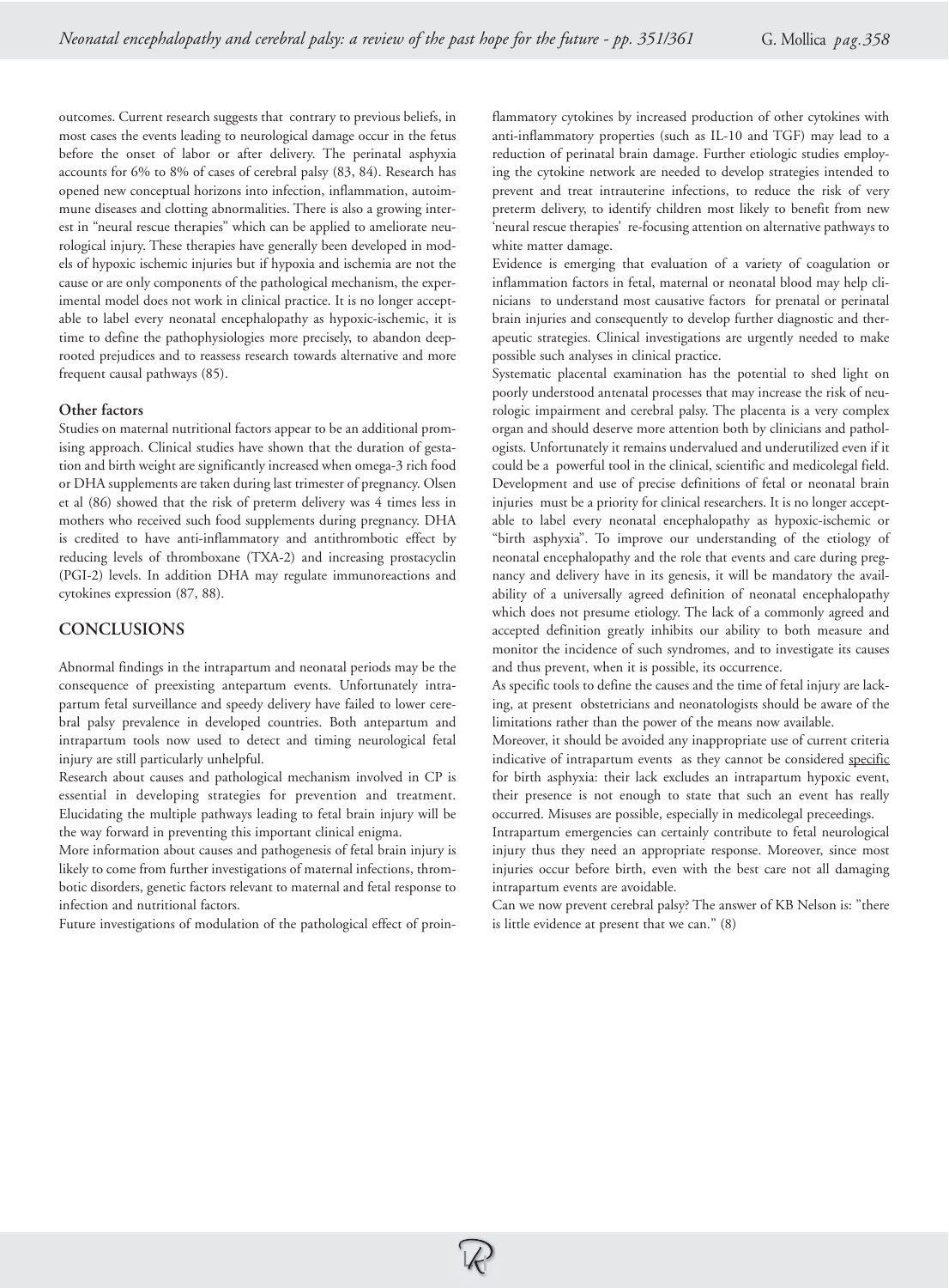outcomes. Current research suggests that contrary to previous beliefs, in most cases the events leading to neurological damage occur in the fetus before the onset of labor or after delivery. The perinatal asphyxia accounts for 6% to 8% of cases of cerebral palsy (83, 84). Research has opened new conceptual horizons into infection, inflammation, autoimmune diseases and clotting abnormalities. There is also a growing interest in "neural rescue therapies" which can be applied to ameliorate neurological injury. These therapies have generally been developed in models of hypoxic ischemic injuries but if hypoxia and ischemia are not the cause or are only components of the pathological mechanism, the experimental model does not work in clinical practice. It is no longer acceptable to label every neonatal encephalopathy as hypoxic-ischemic, it is time to define the pathophysiologies more precisely, to abandon deep-rooted prejudices and to reassess research towards alternative and more frequent causal pathways (85).

### Other factors

Studies on maternal nutritional factors appear to be an additional promising approach. Clinical studies have shown that the duration of gestation and birth weight are significantly increased when omega-3 rich food or DHA supplements are taken during last trimester of pregnancy. Olsen et al (86) showed that the risk of preterm delivery was 4 times less in mothers who received such food supplements during pregnancy. DHA is credited to have anti-inflammatory and antithrombotic effect by reducing levels of thromboxane (TXA-2) and increasing prostacyclin (PGI-2) levels. In addition DHA may regulate immunoreactions and cytokines expression (87, 88).

## CONCLUSIONS

Abnormal findings in the intrapartum and neonatal periods may be the consequence of preexisting antepartum events. Unfortunately intrapartum fetal surveillance and speedy delivery have failed to lower cerebral palsy prevalence in developed countries. Both antepartum and intrapartum tools now used to detect and timing neurological fetal injury are still particularly unhelpful.

Research about causes and pathological mechanism involved in CP is essential in developing strategies for prevention and treatment. Elucidating the multiple pathways leading to fetal brain injury will be the way forward in preventing this important clinical enigma.

More information about causes and pathogenesis of fetal brain injury is likely to come from further investigations of maternal infections, thrombotic disorders, genetic factors relevant to maternal and fetal response to infection and nutritional factors.

Future investigations of modulation of the pathological effect of proinflammatory cytokines by increased production of other cytokines with anti-inflammatory properties (such as IL-10 and TGF) may lead to a reduction of perinatal brain damage. Further etiologic studies employing the cytokine network are needed to develop strategies intended to prevent and treat intrauterine infections, to reduce the risk of very preterm delivery, to identify children most likely to benefit from new 'neural rescue therapies' re-focusing attention on alternative pathways to white matter damage.

Evidence is emerging that evaluation of a variety of coagulation or inflammation factors in fetal, maternal or neonatal blood may help clinicians to understand most causative factors for prenatal or perinatal brain injuries and consequently to develop further diagnostic and therapeutic strategies. Clinical investigations are urgently needed to make possible such analyses in clinical practice.

Systematic placental examination has the potential to shed light on poorly understood antenatal processes that may increase the risk of neurologic impairment and cerebral palsy. The placenta is a very complex organ and should deserve more attention both by clinicians and pathologists. Unfortunately it remains undervalued and underutilized even if it could be a powerful tool in the clinical, scientific and medicolegal field.

Development and use of precise definitions of fetal or neonatal brain injuries must be a priority for clinical researchers. It is no longer acceptable to label every neonatal encephalopathy as hypoxic-ischemic or "birth asphyxia". To improve our understanding of the etiology of neonatal encephalopathy and the role that events and care during pregnancy and delivery have in its genesis, it will be mandatory the availability of a universally agreed definition of neonatal encephalopathy which does not presume etiology. The lack of a commonly agreed and accepted definition greatly inhibits our ability to both measure and monitor the incidence of such syndromes, and to investigate its causes and thus prevent, when it is possible, its occurrence.

As specific tools to define the causes and the time of fetal injury are lacking, at present obstetricians and neonatologists should be aware of the limitations rather than the power of the means now available.

Moreover, it should be avoided any inappropriate use of current criteria indicative of intrapartum events as they cannot be considered specific for birth asphyxia: their lack excludes an intrapartum hypoxic event, their presence is not enough to state that such an event has really occurred. Misuses are possible, especially in medicolegal preceedings.

Intrapartum emergencies can certainly contribute to fetal neurological injury thus they need an appropriate response. Moreover, since most injuries occur before birth, even with the best care not all damaging intrapartum events are avoidable.

Can we now prevent cerebral palsy? The answer of KB Nelson is: "there is little evidence at present that we can." (8)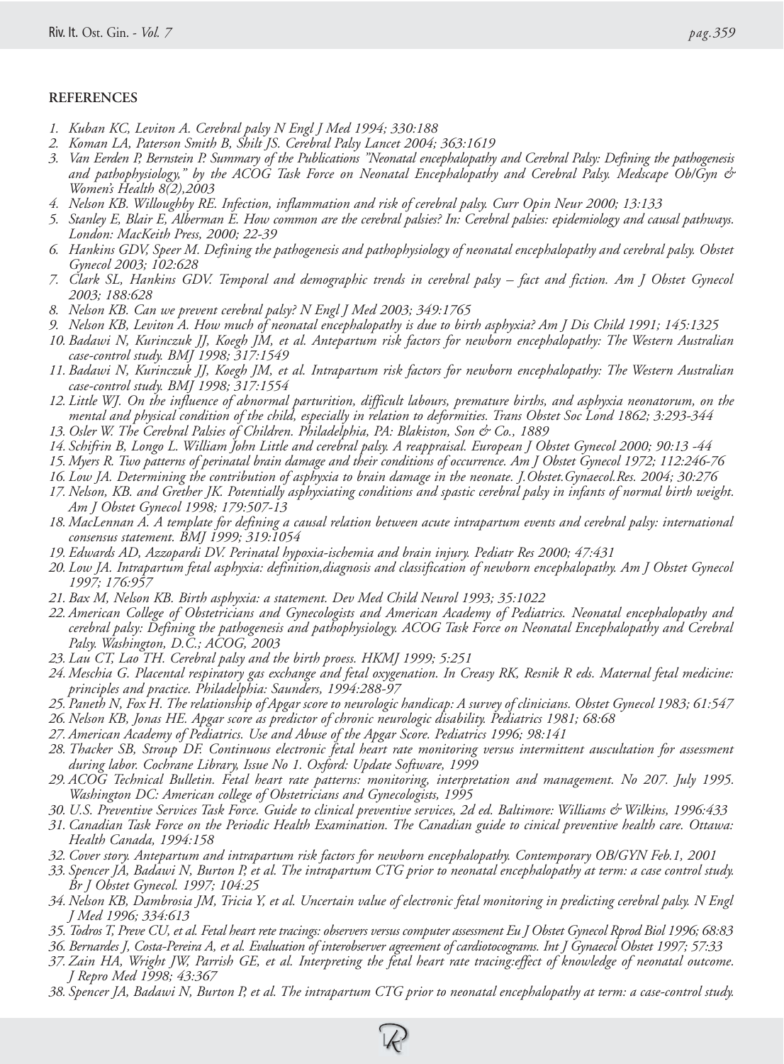## REFERENCES

1. *Kuban KC, Leviton A. Cerebral palsy N Engl J Med 1994; 330:188*
2. *Koman LA, Paterson Smith B, Shilt JS. Cerebral Palsy Lancet 2004; 363:1619*
3. *Van Eerden P, Bernstein P. Summary of the Publications "Neonatal encephalopathy and Cerebral Palsy: Defining the pathogenesis and pathophysiology," by the ACOG Task Force on Neonatal Encephalopathy and Cerebral Palsy. Medscape Ob/Gyn & Women's Health 8(2),2003*
4. *Nelson KB. Willoughby RE. Infection, inflammation and risk of cerebral palsy. Curr Opin Neur 2000; 13:133*
5. *Stanley E, Blair E, Alberman E. How common are the cerebral palsies? In: Cerebral palsies: epidemiology and causal pathways. London: MacKeith Press, 2000; 22-39*
6. *Hankins GDV, Speer M. Defining the pathogenesis and pathophysiology of neonatal encephalopathy and cerebral palsy. Obstet Gynecol 2003; 102:628*
7. *Clark SL, Hankins GDV. Temporal and demographic trends in cerebral palsy – fact and fiction. Am J Obstet Gynecol 2003; 188:628*
8. *Nelson KB. Can we prevent cerebral palsy? N Engl J Med 2003; 349:1765*
9. *Nelson KB, Leviton A. How much of neonatal encephalopathy is due to birth asphyxia? Am J Dis Child 1991; 145:1325*
10. *Badawi N, Kurinczuk JJ, Koegh JM, et al. Antepartum risk factors for newborn encephalopathy: The Western Australian case-control study. BMJ 1998; 317:1549*
11. *Badawi N, Kurinczuk JJ, Koegh JM, et al. Intrapartum risk factors for newborn encephalopathy: The Western Australian case-control study. BMJ 1998; 317:1554*
12. *Little WJ. On the influence of abnormal parturition, difficult labours, premature births, and asphyxia neonatorum, on the mental and physical condition of the child, especially in relation to deformities. Trans Obstet Soc Lond 1862; 3:293-344*
13. *Osler W. The Cerebral Palsies of Children. Philadelphia, PA: Blakiston, Son & Co., 1889*
14. *Schifrin B, Longo L. William John Little and cerebral palsy. A reappraisal. European J Obstet Gynecol 2000; 90:13 -44*
15. *Myers R. Two patterns of perinatal brain damage and their conditions of occurrence. Am J Obstet Gynecol 1972; 112:246-76*
16. *Low JA. Determining the contribution of asphyxia to brain damage in the neonate. J.Obstet.Gynaecol.Res. 2004; 30:276*
17. *Nelson, KB. and Grether JK. Potentially asphyxiating conditions and spastic cerebral palsy in infants of normal birth weight. Am J Obstet Gynecol 1998; 179:507-13*
18. *MacLennan A. A template for defining a causal relation between acute intrapartum events and cerebral palsy: international consensus statement. BMJ 1999; 319:1054*
19. *Edwards AD, Azzopardi DV. Perinatal hypoxia-ischemia and brain injury. Pediatr Res 2000; 47:431*
20. *Low JA. Intrapartum fetal asphyxia: definition,diagnosis and classification of newborn encephalopathy. Am J Obstet Gynecol 1997; 176:957*
21. *Bax M, Nelson KB. Birth asphyxia: a statement. Dev Med Child Neurol 1993; 35:1022*
22. *American College of Obstetricians and Gynecologists and American Academy of Pediatrics. Neonatal encephalopathy and cerebral palsy: Defining the pathogenesis and pathophysiology. ACOG Task Force on Neonatal Encephalopathy and Cerebral Palsy. Washington, D.C.; ACOG, 2003*
23. *Lau CT, Lao TH. Cerebral palsy and the birth proess. HKMJ 1999; 5:251*
24. *Meschia G. Placental respiratory gas exchange and fetal oxygenation. In Creasy RK, Resnik R eds. Maternal fetal medicine: principles and practice. Philadelphia: Saunders, 1994:288-97*
25. *Paneth N, Fox H. The relationship of Apgar score to neurologic handicap: A survey of clinicians. Obstet Gynecol 1983; 61:547*
26. *Nelson KB, Jonas HE. Apgar score as predictor of chronic neurologic disability. Pediatrics 1981; 68:68*
27. *American Academy of Pediatrics. Use and Abuse of the Apgar Score. Pediatrics 1996; 98:141*
28. *Thacker SB, Stroup DF. Continuous electronic fetal heart rate monitoring versus intermittent auscultation for assessment during labor. Cochrane Library, Issue No 1. Oxford: Update Software, 1999*
29. *ACOG Technical Bulletin. Fetal heart rate patterns: monitoring, interpretation and management. No 207. July 1995. Washington DC: American college of Obstetricians and Gynecologists, 1995*
30. *U.S. Preventive Services Task Force. Guide to clinical preventive services, 2d ed. Baltimore: Williams & Wilkins, 1996:433*
31. *Canadian Task Force on the Periodic Health Examination. The Canadian guide to cinical preventive health care. Ottawa: Health Canada, 1994:158*
32. *Cover story. Antepartum and intrapartum risk factors for newborn encephalopathy. Contemporary OB/GYN Feb.1, 2001*
33. *Spencer JA, Badawi N, Burton P, et al. The intrapartum CTG prior to neonatal encephalopathy at term: a case control study. Br J Obstet Gynecol. 1997; 104:25*
34. *Nelson KB, Dambrosia JM, Tricia Y, et al. Uncertain value of electronic fetal monitoring in predicting cerebral palsy. N Engl J Med 1996; 334:613*
35. *Todros T, Preve CU, et al. Fetal heart rete tracings: observers versus computer assessment Eu J Obstet Gynecol Rprod Biol 1996; 68:83*
36. *Bernardes J, Costa-Pereira A, et al. Evaluation of interobserver agreement of cardiotocograms. Int J Gynaecol Obstet 1997; 57:33*
37. *Zain HA, Wright JW, Parrish GE, et al. Interpreting the fetal heart rate tracing:effect of knowledge of neonatal outcome. J Repro Med 1998; 43:367*
38. *Spencer JA, Badawi N, Burton P, et al. The intrapartum CTG prior to neonatal encephalopathy at term: a case-control study.*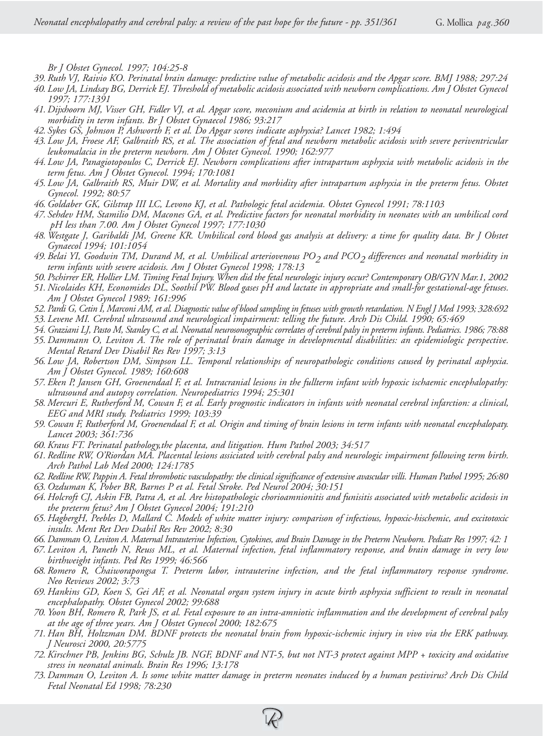*Br J Obstet Gynecol. 1997; 104:25-8*

39. *Ruth VJ, Raivio KO. Perinatal brain damage: predictive value of metabolic acidosis and the Apgar score. BMJ 1988; 297:24*
40. *Low JA, Lindsay BG, Derrick EJ. Threshold of metabolic acidosis associated with newborn complications. Am J Obstet Gynecol 1997; 177:1391*
41. *Dijxhoorn MJ, Visser GH, Fidler VJ, et al. Apgar score, meconium and acidemia at birth in relation to neonatal neurological morbidity in term infants. Br J Obstet Gynaecol 1986; 93:217*
42. *Sykes GS, Johnson P, Ashworth F, et al. Do Apgar scores indicate asphyxia? Lancet 1982; 1:494*
43. *Low JA, Froese AF, Galbraith RS, et al. The association of fetal and newborn metabolic acidosis with severe periventricular leukomalacia in the preterm newborn. Am J Obstet Gynecol. 1990; 162:977*
44. *Low JA, Panagiotopoulos C, Derrick EJ. Newborn complications after intrapartum asphyxia with metabolic acidosis in the term fetus. Am J Obstet Gynecol. 1994; 170:1081*
45. *Low JA, Galbraith RS, Muir DW, et al. Mortality and morbidity after intrapartum asphyxia in the preterm fetus. Obstet Gynecol. 1992; 80:57*
46. *Goldaber GK, Gilstrap III LC, Levono KJ, et al. Pathologic fetal acidemia. Obstet Gynecol 1991; 78:1103*
47. *Sehdev HM, Stamilio DM, Macones GA, et al. Predictive factors for neonatal morbidity in neonates with an umbilical cord pH less than 7.00. Am J Obstet Gynecol 1997; 177:1030*
48. *Westgate J, Garibaldi JM, Greene KR. Umbilical cord blood gas analysis at delivery: a time for quality data. Br J Obstet Gynaecol 1994; 101:1054*
49. *Belai YI, Goodwin TM, Durand M, et al. Umbilical arteriovenous $PO_2$ and $PCO_2$ differences and neonatal morbidity in term infants with severe acidosis. Am J Obstet Gynecol 1998; 178:13*
50. *Pschirrer ER, Hollier LM. Timing Fetal Injury. When did the fetal neurologic injury occur? Contemporary OB/GYN Mar.1, 2002*
51. *Nicolaides KH, Economides DL, Soothil PW. Blood gases pH and lactate in appropriate and small-for gestational-age fetuses. Am J Obstet Gynecol 1989; 161:996*
52. *Pardi G, Cetin I, Marconi AM, et al. Diagnostic value of blood sampling in fetuses with growth retardation. N Engl J Med 1993; 328:692*
53. *Levene MI. Cerebral ultrasound and neurological impairment: telling the future. Arch Dis Child. 1990; 65:469*
54. *Graziani LJ, Pasto M, Stanley C, et al. Neonatal neurosonographic correlates of cerebral palsy in preterm infants. Pediatrics. 1986; 78:88*
55. *Dammann O, Leviton A. The role of perinatal brain damage in developmental disabilities: an epidemiologic perspective. Mental Retard Dev Disabil Res Rev 1997; 3:13*
56. *Low JA, Robertson DM, Simpson LL. Temporal relationships of neuropathologic conditions caused by perinatal asphyxia. Am J Obstet Gynecol. 1989; 160:608*
57. *Eken P, Jansen GH, Groenendaal F, et al. Intracranial lesions in the fullterm infant with hypoxic ischaemic encephalopathy: ultrasound and autopsy correlation. Neuropediatrics 1994; 25:301*
58. *Mercuri E, Rutherford M, Cowan F, et al. Early prognostic indicators in infants with neonatal cerebral infarction: a clinical, EEG and MRI study. Pediatrics 1999; 103:39*
59. *Cowan F, Rutherford M, Groenendaal F, et al. Origin and timing of brain lesions in term infants with neonatal encephalopaty. Lancet 2003; 361:736*
60. *Kraus FT. Perinatal pathology,the placenta, and litigation. Hum Pathol 2003; 34:517*
61. *Redline RW, O'Riordan MA. Placental lesions assiciated with cerebral palsy and neurologic impairment following term birth. Arch Pathol Lab Med 2000; 124:1785*
62. *Redline RW, Pappin A. Fetal thrombotic vasculopathy: the clinical significance of extensive avascular villi. Human Pathol 1995; 26:80*
63. *Ozduman K, Pober BR, Barnes P et al. Fetal Stroke. Ped Neurol 2004; 30:151*
64. *Holcroft CJ, Askin FB, Patra A, et al. Are histopathologic chorioamnionitis and funisitis associated with metabolic acidosis in the preterm fetus? Am J Obstet Gynecol 2004; 191:210*
65. *HagbergH, Peebles D, Mallard C. Models of white matter injury: comparison of infectious, hypoxic-hischemic, and excitotoxic insults. Ment Ret Dev Dsabil Res Rev 2002; 8:30*
66. *Damman O, Leviton A. Maternal Intrauterine Infection, Cytokines, and Brain Damage in the Preterm Newborn. Pediatr Res 1997; 42: 1*
67. *Leviton A, Paneth N, Reuss ML, et al. Maternal infection, fetal inflammatory response, and brain damage in very low birthweight infants. Ped Res 1999; 46:566*
68. *Romero R, Chaiworapongsa T. Preterm labor, intrauterine infection, and the fetal inflammatory response syndrome. Neo Reviews 2002; 3:73*
69. *Hankins GD, Koen S, Gei AF, et al. Neonatal organ system injury in acute birth asphyxia sufficient to result in neonatal encephalopathy. Obstet Gynecol 2002; 99:688*
70. *Yoon BH, Romero R, Park JS, et al. Fetal exposure to an intra-amniotic inflammation and the development of cerebral palsy at the age of three years. Am J Obstet Gynecol 2000; 182:675*
71. *Han BH, Holtzman DM. BDNF protects the neonatal brain from hypoxic-ischemic injury in vivo via the ERK pathway. J Neurosci 2000, 20:5775*
72. *Kirschner PB, Jenkins BG, Schulz JB. NGF, BDNF and NT-5, but not NT-3 protect against MPP + toxicity and oxidative stress in neonatal animals. Brain Res 1996; 13:178*
73. *Damman O, Leviton A. Is some white matter damage in preterm neonates induced by a human pestivirus? Arch Dis Child Fetal Neonatal Ed 1998; 78:230*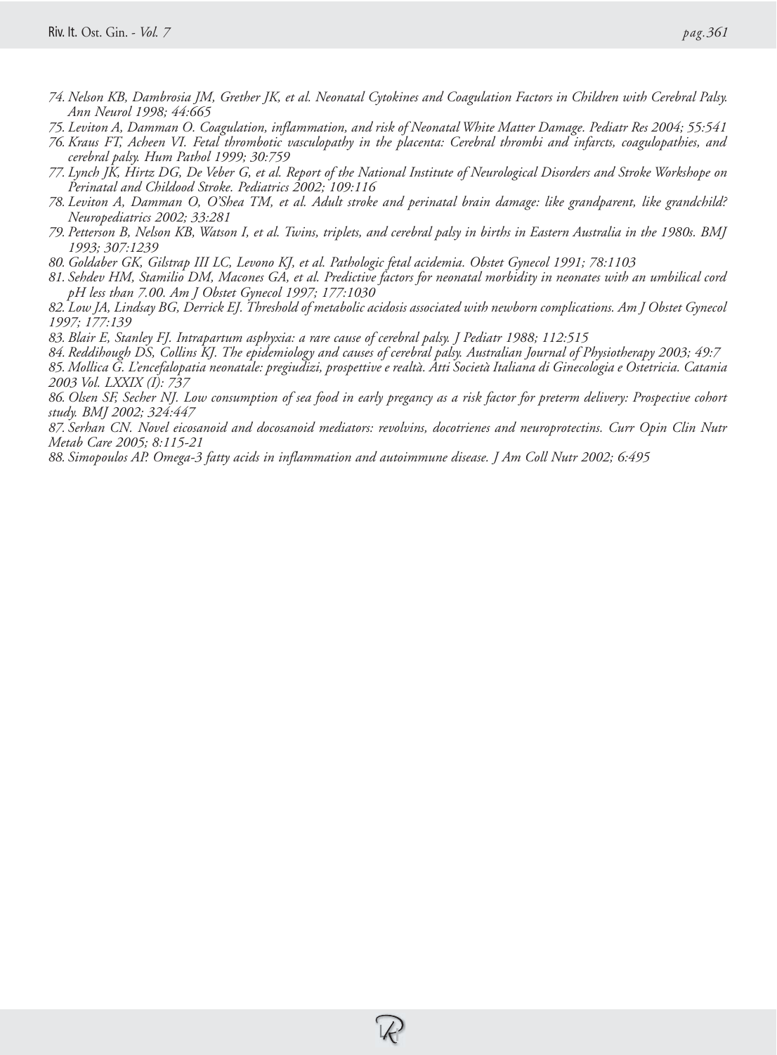74. *Nelson KB, Dambrosia JM, Grether JK, et al. Neonatal Cytokines and Coagulation Factors in Children with Cerebral Palsy. Ann Neurol 1998; 44:665*

75. *Leviton A, Damman O. Coagulation, inflammation, and risk of Neonatal White Matter Damage. Pediatr Res 2004; 55:541*

76. *Kraus FT, Acheen VI. Fetal thrombotic vasculopathy in the placenta: Cerebral thrombi and infarcts, coagulopathies, and cerebral palsy. Hum Pathol 1999; 30:759*

77. *Lynch JK, Hirtz DG, De Veber G, et al. Report of the National Institute of Neurological Disorders and Stroke Workshope on Perinatal and Childood Stroke. Pediatrics 2002; 109:116*

78. *Leviton A, Damman O, O'Shea TM, et al. Adult stroke and perinatal brain damage: like grandparent, like grandchild? Neuropediatrics 2002; 33:281*

79. *Petterson B, Nelson KB, Watson I, et al. Twins, triplets, and cerebral palsy in births in Eastern Australia in the 1980s. BMJ 1993; 307:1239*

80. *Goldaber GK, Gilstrap III LC, Levono KJ, et al. Pathologic fetal acidemia. Obstet Gynecol 1991; 78:1103*

81. *Sehdev HM, Stamilio DM, Macones GA, et al. Predictive factors for neonatal morbidity in neonates with an umbilical cord pH less than 7.00. Am J Obstet Gynecol 1997; 177:1030*

82. *Low JA, Lindsay BG, Derrick EJ. Threshold of metabolic acidosis associated with newborn complications. Am J Obstet Gynecol 1997; 177:139*

83. *Blair E, Stanley FJ. Intrapartum asphyxia: a rare cause of cerebral palsy. J Pediatr 1988; 112:515*

84. *Reddihough DS, Collins KJ. The epidemiology and causes of cerebral palsy. Australian Journal of Physiotherapy 2003; 49:7*

85. *Mollica G. L'encefalopatia neonatale: pregiudizi, prospettive e realtà. Atti Società Italiana di Ginecologia e Ostetricia. Catania 2003 Vol. LXXIX (I): 737*

86. *Olsen SF, Secher NJ. Low consumption of sea food in early pregancy as a risk factor for preterm delivery: Prospective cohort study. BMJ 2002; 324:447*

87. *Serhan CN. Novel eicosanoid and docosanoid mediators: revolvins, docotrienes and neuroprotectins. Curr Opin Clin Nutr Metab Care 2005; 8:115-21*

88. *Simopoulos AP. Omega-3 fatty acids in inflammation and autoimmune disease. J Am Coll Nutr 2002; 6:495*